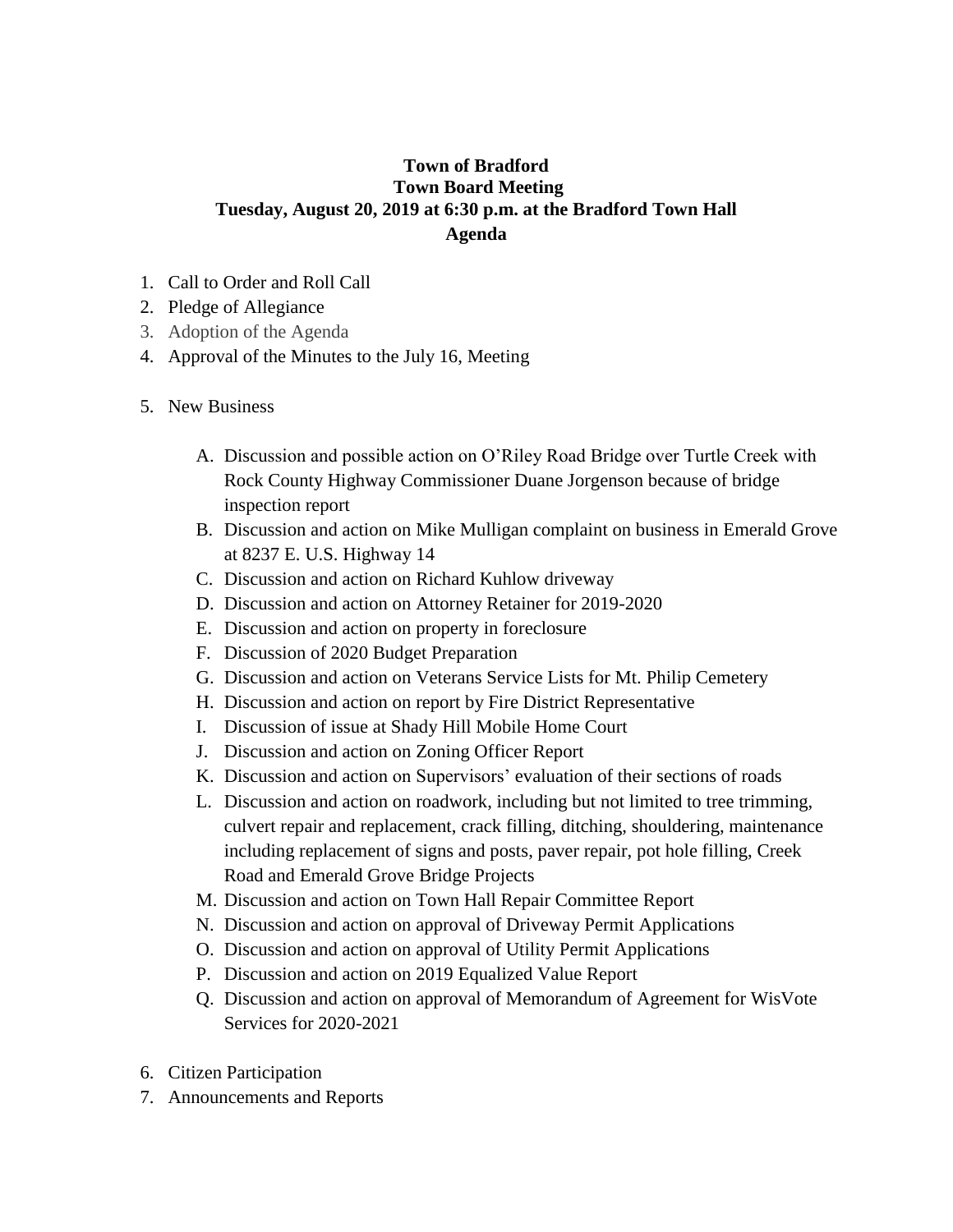**Town of Bradford**
**Town Board Meeting**
**Tuesday, August 20, 2019 at 6:30 p.m. at the Bradford Town Hall**
**Agenda**

1. Call to Order and Roll Call
2. Pledge of Allegiance
3. Adoption of the Agenda
4. Approval of the Minutes to the July 16, Meeting

5. New Business

   A. Discussion and possible action on O'Riley Road Bridge over Turtle Creek with Rock County Highway Commissioner Duane Jorgenson because of bridge inspection report
   B. Discussion and action on Mike Mulligan complaint on business in Emerald Grove at 8237 E. U.S. Highway 14
   C. Discussion and action on Richard Kuhlow driveway
   D. Discussion and action on Attorney Retainer for 2019-2020
   E. Discussion and action on property in foreclosure
   F. Discussion of 2020 Budget Preparation
   G. Discussion and action on Veterans Service Lists for Mt. Philip Cemetery
   H. Discussion and action on report by Fire District Representative
   I. Discussion of issue at Shady Hill Mobile Home Court
   J. Discussion and action on Zoning Officer Report
   K. Discussion and action on Supervisors' evaluation of their sections of roads
   L. Discussion and action on roadwork, including but not limited to tree trimming, culvert repair and replacement, crack filling, ditching, shouldering, maintenance including replacement of signs and posts, paver repair, pot hole filling, Creek Road and Emerald Grove Bridge Projects
   M. Discussion and action on Town Hall Repair Committee Report
   N. Discussion and action on approval of Driveway Permit Applications
   O. Discussion and action on approval of Utility Permit Applications
   P. Discussion and action on 2019 Equalized Value Report
   Q. Discussion and action on approval of Memorandum of Agreement for WisVote Services for 2020-2021

6. Citizen Participation
7. Announcements and Reports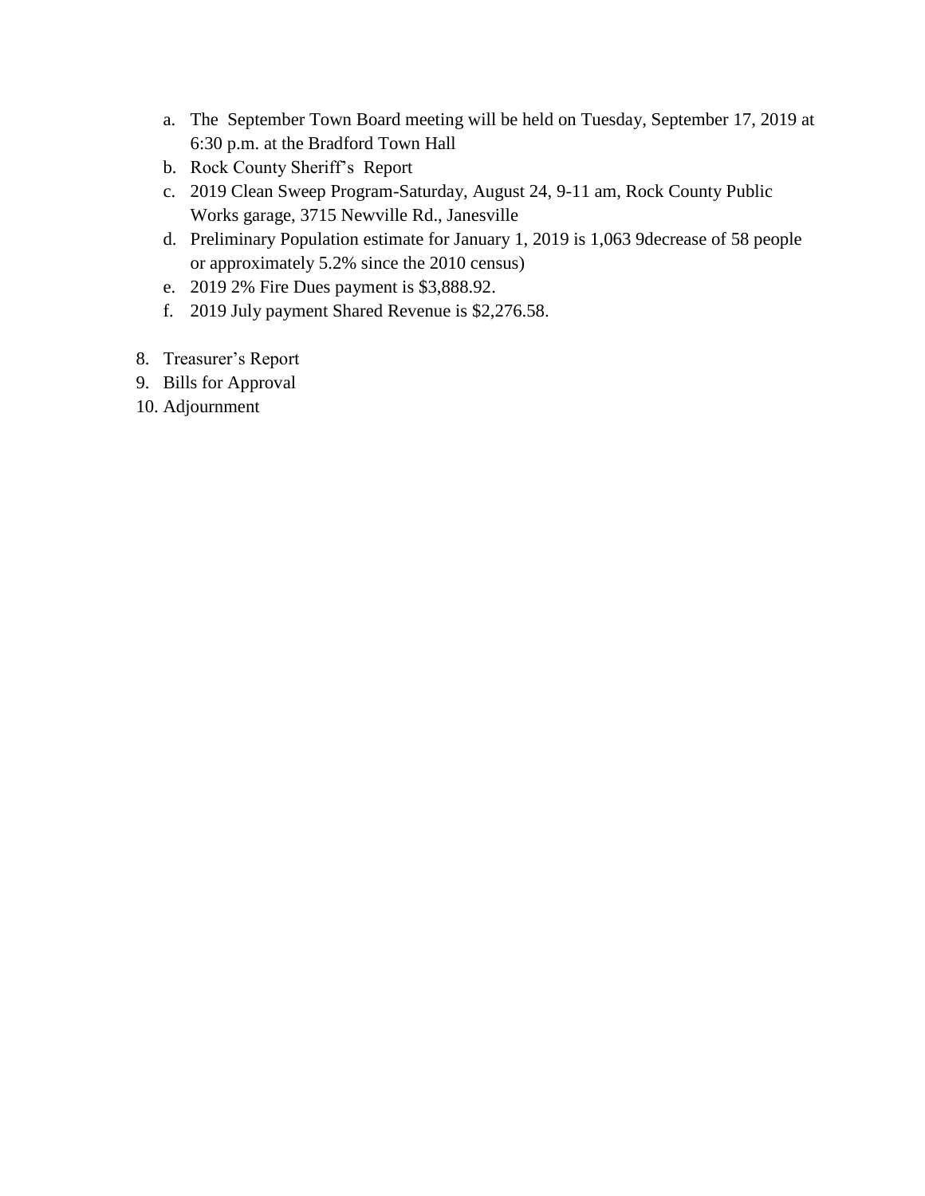a. The September Town Board meeting will be held on Tuesday, September 17, 2019 at 6:30 p.m. at the Bradford Town Hall
b. Rock County Sheriff's Report
c. 2019 Clean Sweep Program-Saturday, August 24, 9-11 am, Rock County Public Works garage, 3715 Newville Rd., Janesville
d. Preliminary Population estimate for January 1, 2019 is 1,063 9decrease of 58 people or approximately 5.2% since the 2010 census)
e. 2019 2% Fire Dues payment is $3,888.92.
f. 2019 July payment Shared Revenue is $2,276.58.

8. Treasurer's Report
9. Bills for Approval
10. Adjournment